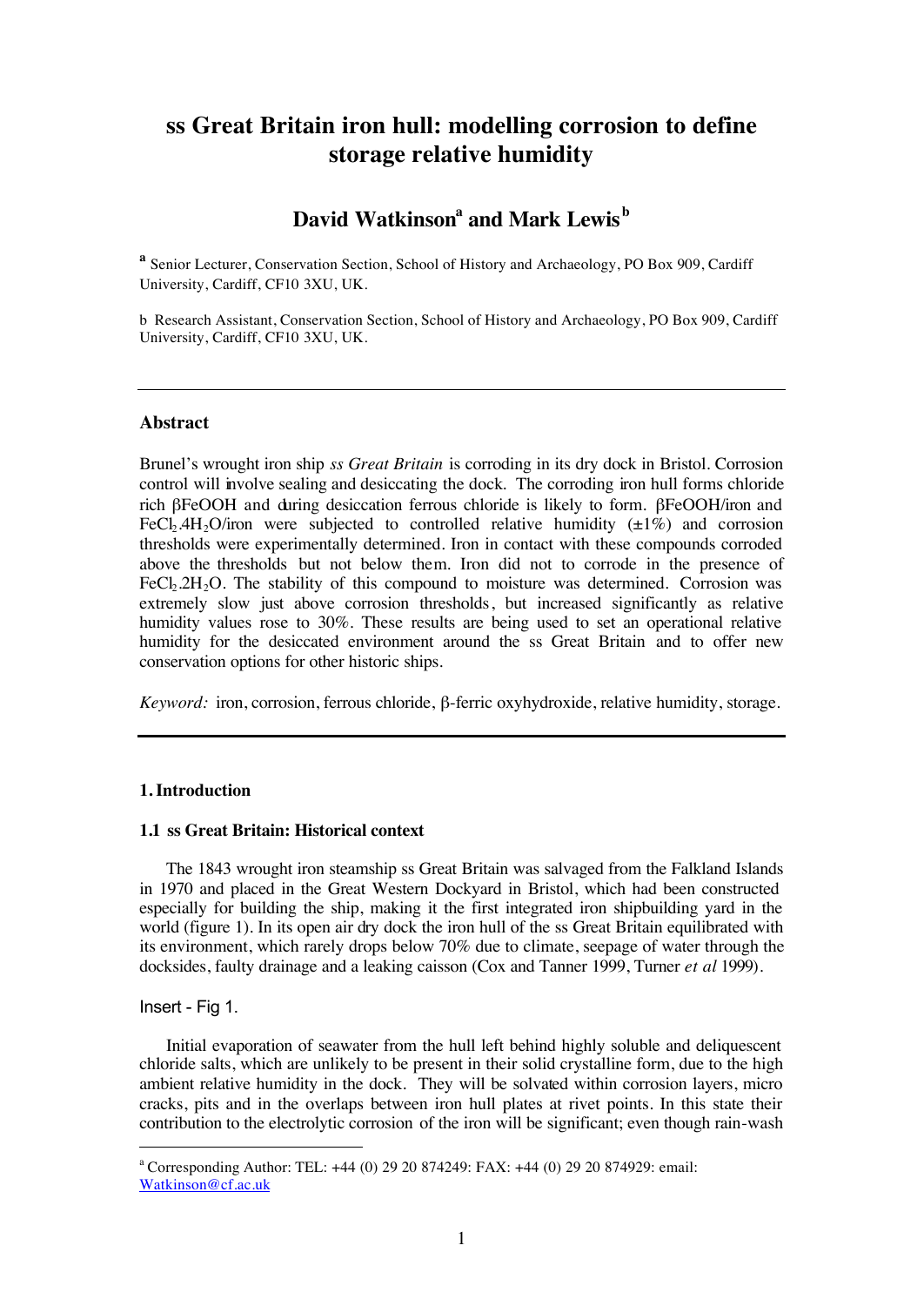# ss Great Britain iron hull: modelling corrosion to define storage relative humidity

## David Watkinson[a] and Mark Lewis[b]

[a] Senior Lecturer, Conservation Section, School of History and Archaeology, PO Box 909, Cardiff University, Cardiff, CF10 3XU, UK.

b Research Assistant, Conservation Section, School of History and Archaeology, PO Box 909, Cardiff University, Cardiff, CF10 3XU, UK.

---

### Abstract

Brunel's wrought iron ship *ss Great Britain* is corroding in its dry dock in Bristol. Corrosion control will involve sealing and desiccating the dock. The corroding iron hull forms chloride rich βFeOOH and during desiccation ferrous chloride is likely to form. βFeOOH/iron and $FeCl_2.4H_2O$/iron were subjected to controlled relative humidity (±1%) and corrosion thresholds were experimentally determined. Iron in contact with these compounds corroded above the thresholds but not below them. Iron did not to corrode in the presence of $FeCl_2.2H_2O$. The stability of this compound to moisture was determined. Corrosion was extremely slow just above corrosion thresholds, but increased significantly as relative humidity values rose to 30%. These results are being used to set an operational relative humidity for the desiccated environment around the ss Great Britain and to offer new conservation options for other historic ships.

*Keyword:* iron, corrosion, ferrous chloride, β-ferric oxyhydroxide, relative humidity, storage.

---

### 1. Introduction

#### 1.1 ss Great Britain: Historical context

The 1843 wrought iron steamship ss Great Britain was salvaged from the Falkland Islands in 1970 and placed in the Great Western Dockyard in Bristol, which had been constructed especially for building the ship, making it the first integrated iron shipbuilding yard in the world (figure 1). In its open air dry dock the iron hull of the ss Great Britain equilibrated with its environment, which rarely drops below 70% due to climate, seepage of water through the docksides, faulty drainage and a leaking caisson (Cox and Tanner 1999, Turner *et al* 1999).

Insert - Fig 1.

Initial evaporation of seawater from the hull left behind highly soluble and deliquescent chloride salts, which are unlikely to be present in their solid crystalline form, due to the high ambient relative humidity in the dock. They will be solvated within corrosion layers, micro cracks, pits and in the overlaps between iron hull plates at rivet points. In this state their contribution to the electrolytic corrosion of the iron will be significant; even though rain-wash

---

[a] Corresponding Author: TEL: +44 (0) 29 20 874249: FAX: +44 (0) 29 20 874929: email: Watkinson@cf.ac.uk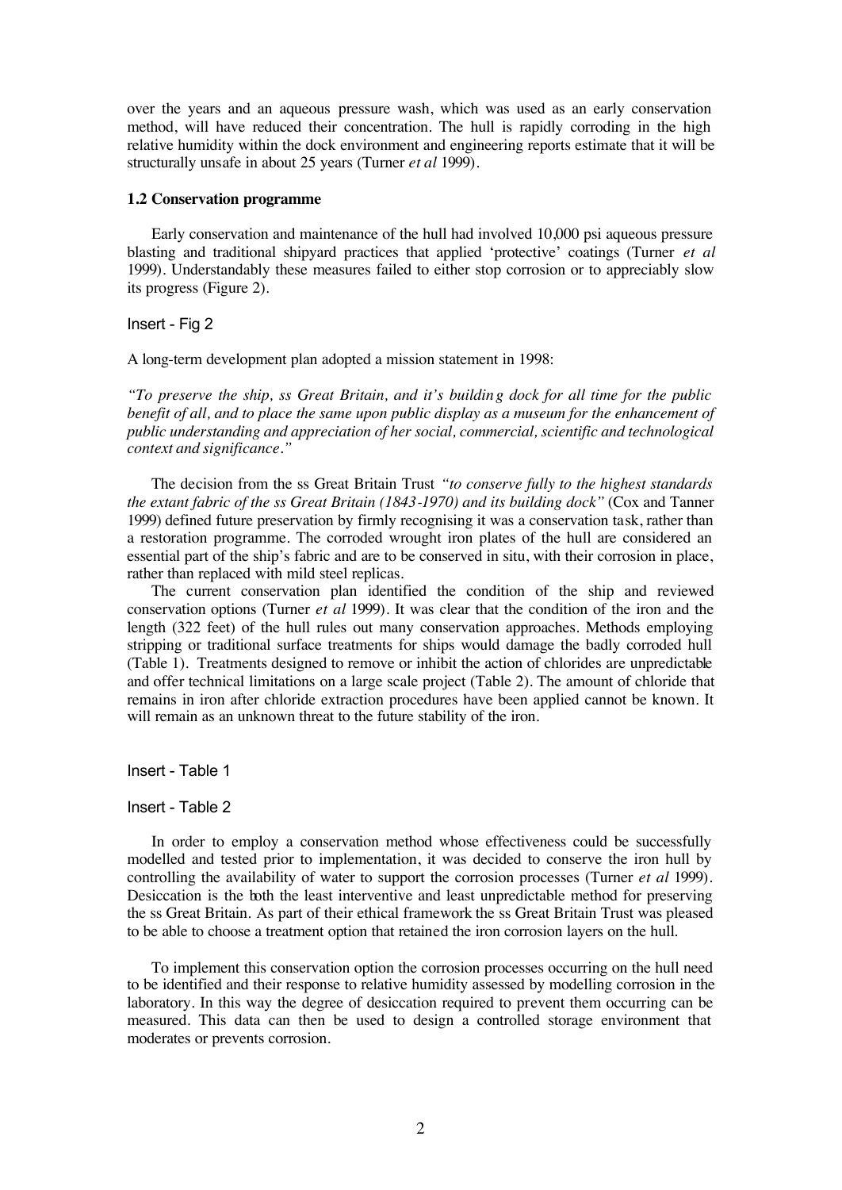over the years and an aqueous pressure wash, which was used as an early conservation method, will have reduced their concentration. The hull is rapidly corroding in the high relative humidity within the dock environment and engineering reports estimate that it will be structurally unsafe in about 25 years (Turner *et al* 1999).

### 1.2 Conservation programme

Early conservation and maintenance of the hull had involved 10,000 psi aqueous pressure blasting and traditional shipyard practices that applied 'protective' coatings (Turner *et al* 1999). Understandably these measures failed to either stop corrosion or to appreciably slow its progress (Figure 2).

Insert - Fig 2

A long-term development plan adopted a mission statement in 1998:

*"To preserve the ship, ss Great Britain, and it's building dock for all time for the public benefit of all, and to place the same upon public display as a museum for the enhancement of public understanding and appreciation of her social, commercial, scientific and technological context and significance."*

The decision from the ss Great Britain Trust *"to conserve fully to the highest standards the extant fabric of the ss Great Britain (1843-1970) and its building dock"* (Cox and Tanner 1999) defined future preservation by firmly recognising it was a conservation task, rather than a restoration programme. The corroded wrought iron plates of the hull are considered an essential part of the ship's fabric and are to be conserved in situ, with their corrosion in place, rather than replaced with mild steel replicas.

The current conservation plan identified the condition of the ship and reviewed conservation options (Turner *et al* 1999). It was clear that the condition of the iron and the length (322 feet) of the hull rules out many conservation approaches. Methods employing stripping or traditional surface treatments for ships would damage the badly corroded hull (Table 1). Treatments designed to remove or inhibit the action of chlorides are unpredictable and offer technical limitations on a large scale project (Table 2). The amount of chloride that remains in iron after chloride extraction procedures have been applied cannot be known. It will remain as an unknown threat to the future stability of the iron.

Insert - Table 1

Insert - Table 2

In order to employ a conservation method whose effectiveness could be successfully modelled and tested prior to implementation, it was decided to conserve the iron hull by controlling the availability of water to support the corrosion processes (Turner *et al* 1999). Desiccation is the both the least interventive and least unpredictable method for preserving the ss Great Britain. As part of their ethical framework the ss Great Britain Trust was pleased to be able to choose a treatment option that retained the iron corrosion layers on the hull.

To implement this conservation option the corrosion processes occurring on the hull need to be identified and their response to relative humidity assessed by modelling corrosion in the laboratory. In this way the degree of desiccation required to prevent them occurring can be measured. This data can then be used to design a controlled storage environment that moderates or prevents corrosion.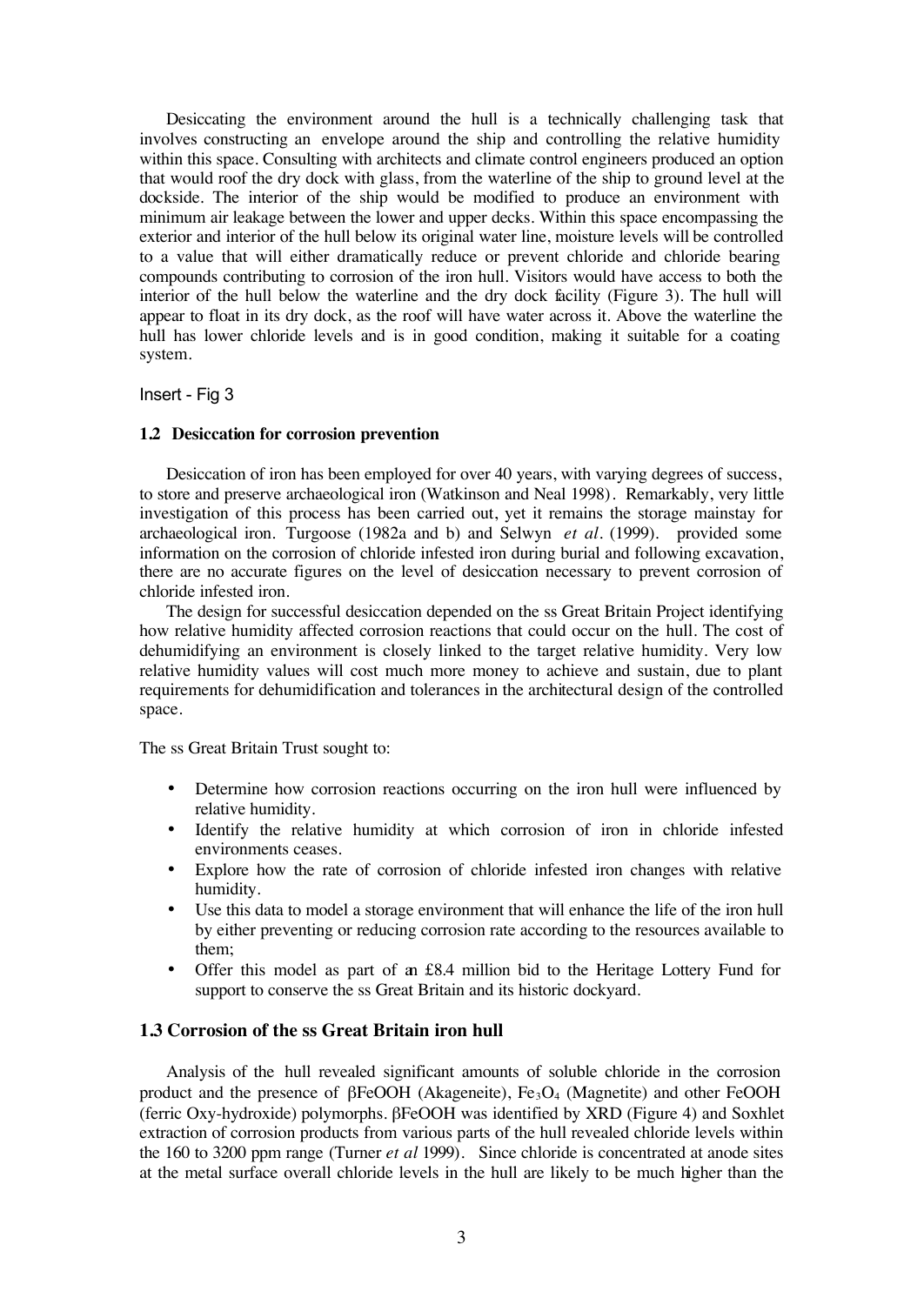Desiccating the environment around the hull is a technically challenging task that involves constructing an envelope around the ship and controlling the relative humidity within this space. Consulting with architects and climate control engineers produced an option that would roof the dry dock with glass, from the waterline of the ship to ground level at the dockside. The interior of the ship would be modified to produce an environment with minimum air leakage between the lower and upper decks. Within this space encompassing the exterior and interior of the hull below its original water line, moisture levels will be controlled to a value that will either dramatically reduce or prevent chloride and chloride bearing compounds contributing to corrosion of the iron hull. Visitors would have access to both the interior of the hull below the waterline and the dry dock facility (Figure 3). The hull will appear to float in its dry dock, as the roof will have water across it. Above the waterline the hull has lower chloride levels and is in good condition, making it suitable for a coating system.

Insert - Fig 3

### 1.2 Desiccation for corrosion prevention

Desiccation of iron has been employed for over 40 years, with varying degrees of success, to store and preserve archaeological iron (Watkinson and Neal 1998). Remarkably, very little investigation of this process has been carried out, yet it remains the storage mainstay for archaeological iron. Turgoose (1982a and b) and Selwyn *et al*. (1999). provided some information on the corrosion of chloride infested iron during burial and following excavation, there are no accurate figures on the level of desiccation necessary to prevent corrosion of chloride infested iron.

The design for successful desiccation depended on the ss Great Britain Project identifying how relative humidity affected corrosion reactions that could occur on the hull. The cost of dehumidifying an environment is closely linked to the target relative humidity. Very low relative humidity values will cost much more money to achieve and sustain, due to plant requirements for dehumidification and tolerances in the architectural design of the controlled space.

The ss Great Britain Trust sought to:

- Determine how corrosion reactions occurring on the iron hull were influenced by relative humidity.
- Identify the relative humidity at which corrosion of iron in chloride infested environments ceases.
- Explore how the rate of corrosion of chloride infested iron changes with relative humidity.
- Use this data to model a storage environment that will enhance the life of the iron hull by either preventing or reducing corrosion rate according to the resources available to them;
- Offer this model as part of an £8.4 million bid to the Heritage Lottery Fund for support to conserve the ss Great Britain and its historic dockyard.

### 1.3 Corrosion of the ss Great Britain iron hull

Analysis of the hull revealed significant amounts of soluble chloride in the corrosion product and the presence of $\beta FeOOH$ (Akageneite), $Fe_3O_4$ (Magnetite) and other FeOOH (ferric Oxy-hydroxide) polymorphs. $\beta FeOOH$ was identified by XRD (Figure 4) and Soxhlet extraction of corrosion products from various parts of the hull revealed chloride levels within the 160 to 3200 ppm range (Turner *et al* 1999). Since chloride is concentrated at anode sites at the metal surface overall chloride levels in the hull are likely to be much higher than the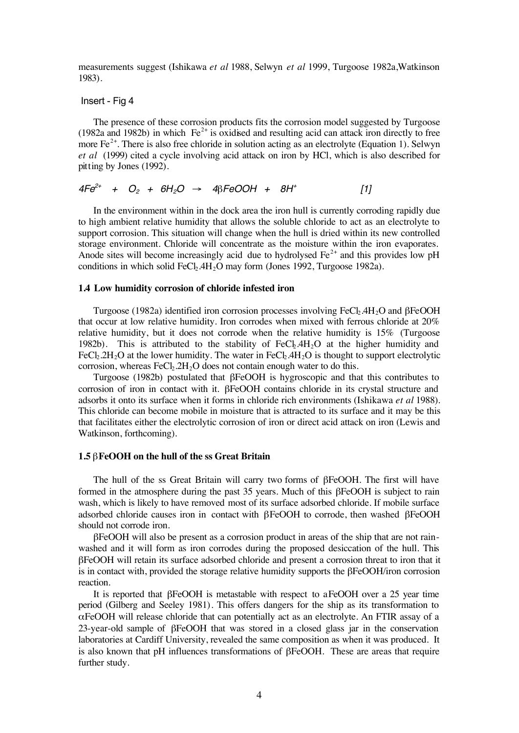measurements suggest (Ishikawa *et al* 1988, Selwyn *et al* 1999, Turgoose 1982a,Watkinson 1983).

Insert - Fig 4

The presence of these corrosion products fits the corrosion model suggested by Turgoose (1982a and 1982b) in which $Fe^{2+}$ is oxidised and resulting acid can attack iron directly to free more $Fe^{2+}$. There is also free chloride in solution acting as an electrolyte (Equation 1). Selwyn *et al* (1999) cited a cycle involving acid attack on iron by HCl, which is also described for pitting by Jones (1992).

$$4Fe^{2+} + O_2 + 6H_2O \rightarrow 4\beta FeOOH + 8H^+ \qquad [1]$$

In the environment within in the dock area the iron hull is currently corroding rapidly due to high ambient relative humidity that allows the soluble chloride to act as an electrolyte to support corrosion. This situation will change when the hull is dried within its new controlled storage environment. Chloride will concentrate as the moisture within the iron evaporates. Anode sites will become increasingly acid due to hydrolysed $Fe^{2+}$ and this provides low pH conditions in which solid $FeCl_2.4H_2O$ may form (Jones 1992, Turgoose 1982a).

**1.4 Low humidity corrosion of chloride infested iron**

Turgoose (1982a) identified iron corrosion processes involving $FeCl_2.4H_2O$ and $\beta FeOOH$ that occur at low relative humidity. Iron corrodes when mixed with ferrous chloride at 20% relative humidity, but it does not corrode when the relative humidity is 15% (Turgoose 1982b). This is attributed to the stability of $FeCl_2.4H_2O$ at the higher humidity and $FeCl_2.2H_2O$ at the lower humidity. The water in $FeCl_2.4H_2O$ is thought to support electrolytic corrosion, whereas $FeCl_2.2H_2O$ does not contain enough water to do this.

Turgoose (1982b) postulated that $\beta FeOOH$ is hygroscopic and that this contributes to corrosion of iron in contact with it. $\beta FeOOH$ contains chloride in its crystal structure and adsorbs it onto its surface when it forms in chloride rich environments (Ishikawa *et al* 1988). This chloride can become mobile in moisture that is attracted to its surface and it may be this that facilitates either the electrolytic corrosion of iron or direct acid attack on iron (Lewis and Watkinson, forthcoming).

**1.5 $\beta$FeOOH on the hull of the ss Great Britain**

The hull of the ss Great Britain will carry two forms of $\beta FeOOH$. The first will have formed in the atmosphere during the past 35 years. Much of this $\beta FeOOH$ is subject to rain wash, which is likely to have removed most of its surface adsorbed chloride. If mobile surface adsorbed chloride causes iron in contact with $\beta FeOOH$ to corrode, then washed $\beta FeOOH$ should not corrode iron.

$\beta FeOOH$ will also be present as a corrosion product in areas of the ship that are not rain-washed and it will form as iron corrodes during the proposed desiccation of the hull. This $\beta FeOOH$ will retain its surface adsorbed chloride and present a corrosion threat to iron that it is in contact with, provided the storage relative humidity supports the $\beta FeOOH$/iron corrosion reaction.

It is reported that $\beta FeOOH$ is metastable with respect to aFeOOH over a 25 year time period (Gilberg and Seeley 1981). This offers dangers for the ship as its transformation to $\alpha FeOOH$ will release chloride that can potentially act as an electrolyte. An FTIR assay of a 23-year-old sample of $\beta FeOOH$ that was stored in a closed glass jar in the conservation laboratories at Cardiff University, revealed the same composition as when it was produced. It is also known that pH influences transformations of $\beta FeOOH$. These are areas that require further study.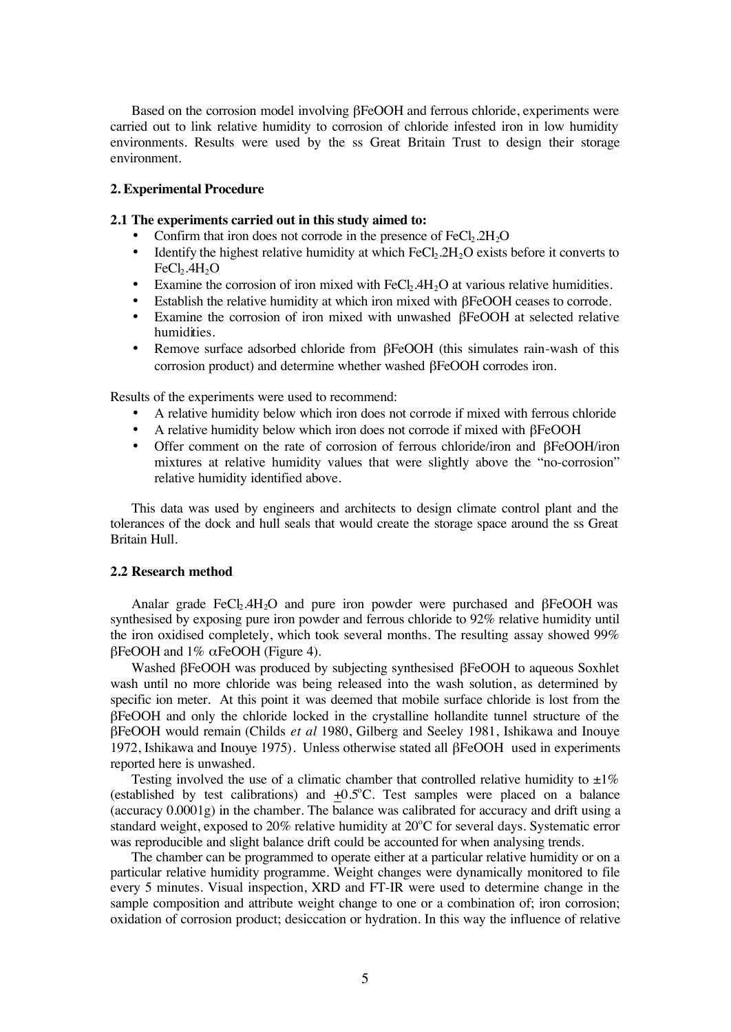Based on the corrosion model involving βFeOOH and ferrous chloride, experiments were carried out to link relative humidity to corrosion of chloride infested iron in low humidity environments. Results were used by the ss Great Britain Trust to design their storage environment.

## 2. Experimental Procedure

### 2.1 The experiments carried out in this study aimed to:

- Confirm that iron does not corrode in the presence of $FeCl_2.2H_2O$
- Identify the highest relative humidity at which $FeCl_2.2H_2O$ exists before it converts to $FeCl_2.4H_2O$
- Examine the corrosion of iron mixed with $FeCl_2.4H_2O$ at various relative humidities.
- Establish the relative humidity at which iron mixed with βFeOOH ceases to corrode.
- Examine the corrosion of iron mixed with unwashed βFeOOH at selected relative humidities.
- Remove surface adsorbed chloride from βFeOOH (this simulates rain-wash of this corrosion product) and determine whether washed βFeOOH corrodes iron.

Results of the experiments were used to recommend:

- A relative humidity below which iron does not corrode if mixed with ferrous chloride
- A relative humidity below which iron does not corrode if mixed with βFeOOH
- Offer comment on the rate of corrosion of ferrous chloride/iron and βFeOOH/iron mixtures at relative humidity values that were slightly above the "no-corrosion" relative humidity identified above.

This data was used by engineers and architects to design climate control plant and the tolerances of the dock and hull seals that would create the storage space around the ss Great Britain Hull.

### 2.2 Research method

Analar grade $FeCl_2.4H_2O$ and pure iron powder were purchased and βFeOOH was synthesised by exposing pure iron powder and ferrous chloride to 92% relative humidity until the iron oxidised completely, which took several months. The resulting assay showed 99% βFeOOH and 1% αFeOOH (Figure 4).

Washed βFeOOH was produced by subjecting synthesised βFeOOH to aqueous Soxhlet wash until no more chloride was being released into the wash solution, as determined by specific ion meter. At this point it was deemed that mobile surface chloride is lost from the βFeOOH and only the chloride locked in the crystalline hollandite tunnel structure of the βFeOOH would remain (Childs *et al* 1980, Gilberg and Seeley 1981, Ishikawa and Inouye 1972, Ishikawa and Inouye 1975). Unless otherwise stated all βFeOOH used in experiments reported here is unwashed.

Testing involved the use of a climatic chamber that controlled relative humidity to ±1% (established by test calibrations) and ±0.5°C. Test samples were placed on a balance (accuracy 0.0001g) in the chamber. The balance was calibrated for accuracy and drift using a standard weight, exposed to 20% relative humidity at 20°C for several days. Systematic error was reproducible and slight balance drift could be accounted for when analysing trends.

The chamber can be programmed to operate either at a particular relative humidity or on a particular relative humidity programme. Weight changes were dynamically monitored to file every 5 minutes. Visual inspection, XRD and FT-IR were used to determine change in the sample composition and attribute weight change to one or a combination of; iron corrosion; oxidation of corrosion product; desiccation or hydration. In this way the influence of relative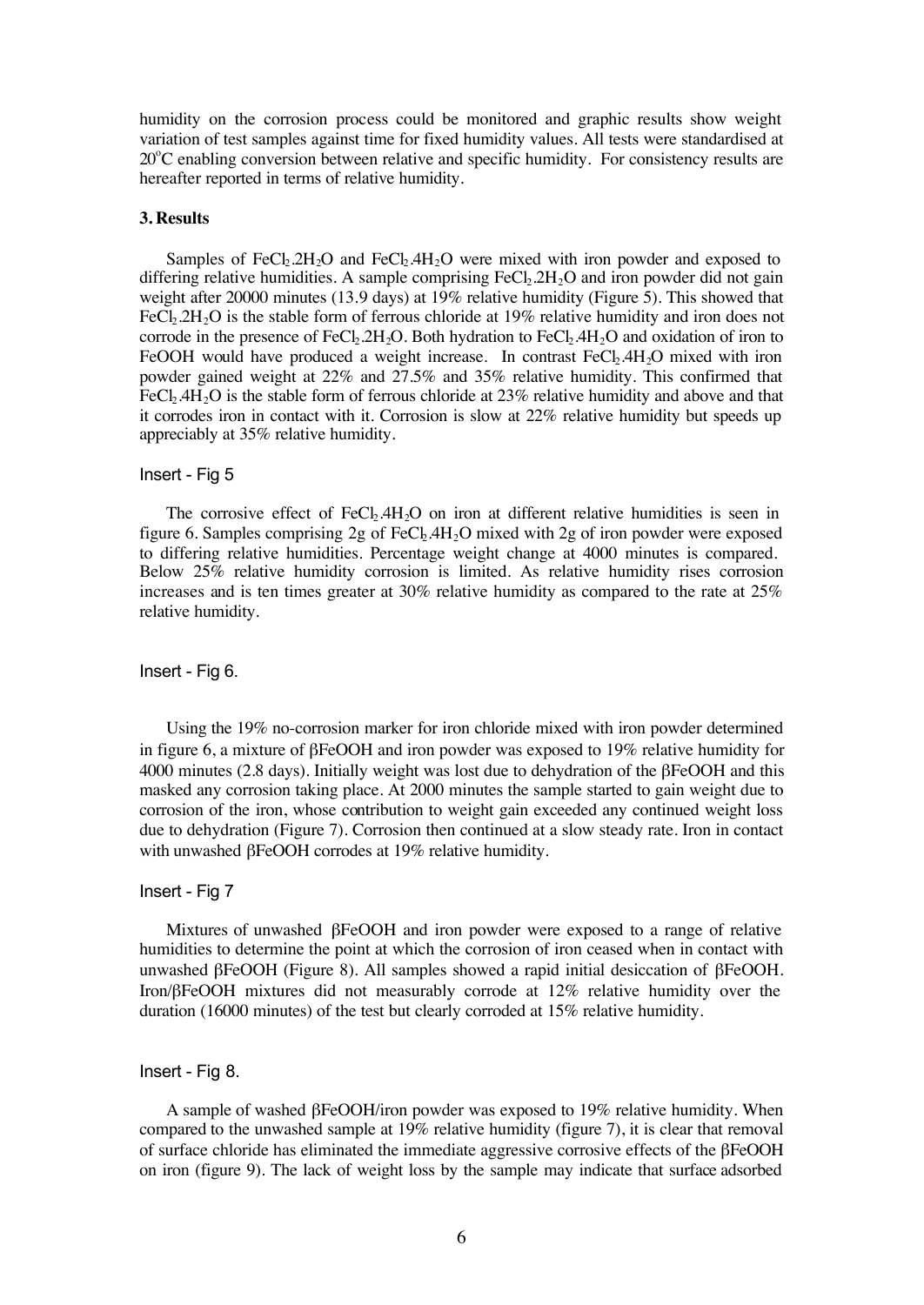humidity on the corrosion process could be monitored and graphic results show weight variation of test samples against time for fixed humidity values. All tests were standardised at 20°C enabling conversion between relative and specific humidity. For consistency results are hereafter reported in terms of relative humidity.

## 3. Results

Samples of $FeCl_2.2H_2O$ and $FeCl_2.4H_2O$ were mixed with iron powder and exposed to differing relative humidities. A sample comprising $FeCl_2.2H_2O$ and iron powder did not gain weight after 20000 minutes (13.9 days) at 19% relative humidity (Figure 5). This showed that $FeCl_2.2H_2O$ is the stable form of ferrous chloride at 19% relative humidity and iron does not corrode in the presence of $FeCl_2.2H_2O$. Both hydration to $FeCl_2.4H_2O$ and oxidation of iron to FeOOH would have produced a weight increase. In contrast $FeCl_2.4H_2O$ mixed with iron powder gained weight at 22% and 27.5% and 35% relative humidity. This confirmed that $FeCl_2.4H_2O$ is the stable form of ferrous chloride at 23% relative humidity and above and that it corrodes iron in contact with it. Corrosion is slow at 22% relative humidity but speeds up appreciably at 35% relative humidity.

Insert - Fig 5

The corrosive effect of $FeCl_2.4H_2O$ on iron at different relative humidities is seen in figure 6. Samples comprising 2g of $FeCl_2.4H_2O$ mixed with 2g of iron powder were exposed to differing relative humidities. Percentage weight change at 4000 minutes is compared. Below 25% relative humidity corrosion is limited. As relative humidity rises corrosion increases and is ten times greater at 30% relative humidity as compared to the rate at 25% relative humidity.

Insert - Fig 6.

Using the 19% no-corrosion marker for iron chloride mixed with iron powder determined in figure 6, a mixture of βFeOOH and iron powder was exposed to 19% relative humidity for 4000 minutes (2.8 days). Initially weight was lost due to dehydration of the βFeOOH and this masked any corrosion taking place. At 2000 minutes the sample started to gain weight due to corrosion of the iron, whose contribution to weight gain exceeded any continued weight loss due to dehydration (Figure 7). Corrosion then continued at a slow steady rate. Iron in contact with unwashed βFeOOH corrodes at 19% relative humidity.

Insert - Fig 7

Mixtures of unwashed βFeOOH and iron powder were exposed to a range of relative humidities to determine the point at which the corrosion of iron ceased when in contact with unwashed βFeOOH (Figure 8). All samples showed a rapid initial desiccation of βFeOOH. Iron/βFeOOH mixtures did not measurably corrode at 12% relative humidity over the duration (16000 minutes) of the test but clearly corroded at 15% relative humidity.

Insert - Fig 8.

A sample of washed βFeOOH/iron powder was exposed to 19% relative humidity. When compared to the unwashed sample at 19% relative humidity (figure 7), it is clear that removal of surface chloride has eliminated the immediate aggressive corrosive effects of the βFeOOH on iron (figure 9). The lack of weight loss by the sample may indicate that surface adsorbed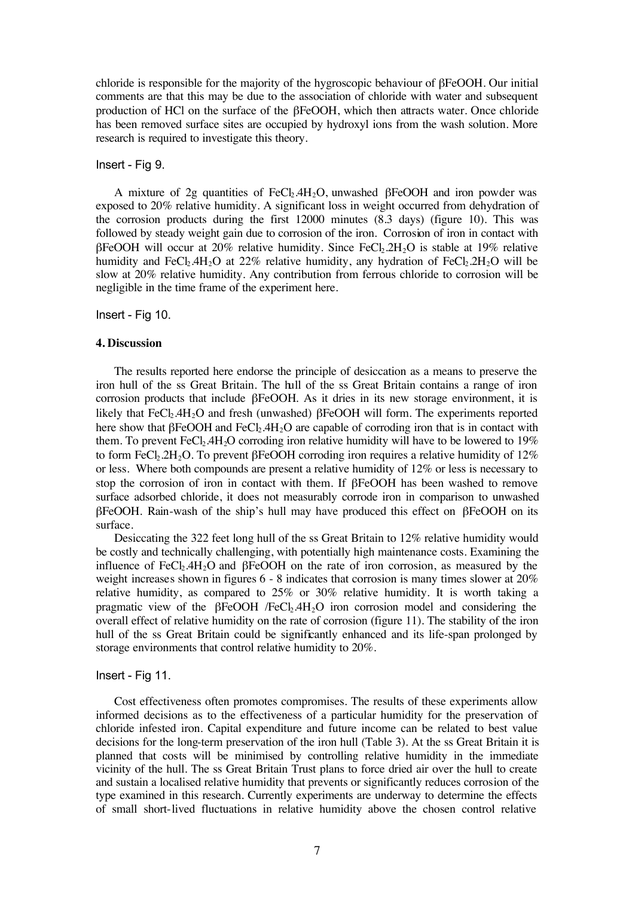chloride is responsible for the majority of the hygroscopic behaviour of βFeOOH. Our initial comments are that this may be due to the association of chloride with water and subsequent production of HCl on the surface of the βFeOOH, which then attracts water. Once chloride has been removed surface sites are occupied by hydroxyl ions from the wash solution. More research is required to investigate this theory.

Insert - Fig 9.

A mixture of 2g quantities of $FeCl_2.4H_2O$, unwashed βFeOOH and iron powder was exposed to 20% relative humidity. A significant loss in weight occurred from dehydration of the corrosion products during the first 12000 minutes (8.3 days) (figure 10). This was followed by steady weight gain due to corrosion of the iron. Corrosion of iron in contact with βFeOOH will occur at 20% relative humidity. Since $FeCl_2.2H_2O$ is stable at 19% relative humidity and $FeCl_2.4H_2O$ at 22% relative humidity, any hydration of $FeCl_2.2H_2O$ will be slow at 20% relative humidity. Any contribution from ferrous chloride to corrosion will be negligible in the time frame of the experiment here.

Insert - Fig 10.

## 4. Discussion

The results reported here endorse the principle of desiccation as a means to preserve the iron hull of the ss Great Britain. The hull of the ss Great Britain contains a range of iron corrosion products that include βFeOOH. As it dries in its new storage environment, it is likely that $FeCl_2.4H_2O$ and fresh (unwashed) βFeOOH will form. The experiments reported here show that βFeOOH and $FeCl_2.4H_2O$ are capable of corroding iron that is in contact with them. To prevent $FeCl_2.4H_2O$ corroding iron relative humidity will have to be lowered to 19% to form $FeCl_2.2H_2O$. To prevent βFeOOH corroding iron requires a relative humidity of 12% or less. Where both compounds are present a relative humidity of 12% or less is necessary to stop the corrosion of iron in contact with them. If βFeOOH has been washed to remove surface adsorbed chloride, it does not measurably corrode iron in comparison to unwashed βFeOOH. Rain-wash of the ship's hull may have produced this effect on βFeOOH on its surface.

Desiccating the 322 feet long hull of the ss Great Britain to 12% relative humidity would be costly and technically challenging, with potentially high maintenance costs. Examining the influence of $FeCl_2.4H_2O$ and βFeOOH on the rate of iron corrosion, as measured by the weight increases shown in figures 6 - 8 indicates that corrosion is many times slower at 20% relative humidity, as compared to 25% or 30% relative humidity. It is worth taking a pragmatic view of the βFeOOH /$FeCl_2.4H_2O$ iron corrosion model and considering the overall effect of relative humidity on the rate of corrosion (figure 11). The stability of the iron hull of the ss Great Britain could be significantly enhanced and its life-span prolonged by storage environments that control relative humidity to 20%.

Insert - Fig 11.

Cost effectiveness often promotes compromises. The results of these experiments allow informed decisions as to the effectiveness of a particular humidity for the preservation of chloride infested iron. Capital expenditure and future income can be related to best value decisions for the long-term preservation of the iron hull (Table 3). At the ss Great Britain it is planned that costs will be minimised by controlling relative humidity in the immediate vicinity of the hull. The ss Great Britain Trust plans to force dried air over the hull to create and sustain a localised relative humidity that prevents or significantly reduces corrosion of the type examined in this research. Currently experiments are underway to determine the effects of small short-lived fluctuations in relative humidity above the chosen control relative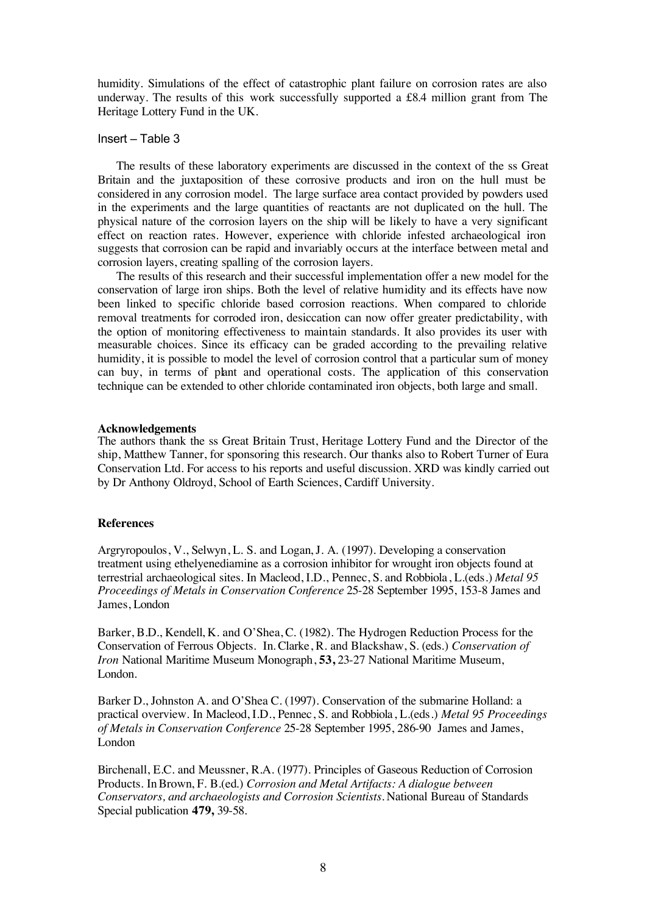humidity. Simulations of the effect of catastrophic plant failure on corrosion rates are also underway. The results of this work successfully supported a £8.4 million grant from The Heritage Lottery Fund in the UK.

Insert – Table 3

The results of these laboratory experiments are discussed in the context of the ss Great Britain and the juxtaposition of these corrosive products and iron on the hull must be considered in any corrosion model. The large surface area contact provided by powders used in the experiments and the large quantities of reactants are not duplicated on the hull. The physical nature of the corrosion layers on the ship will be likely to have a very significant effect on reaction rates. However, experience with chloride infested archaeological iron suggests that corrosion can be rapid and invariably occurs at the interface between metal and corrosion layers, creating spalling of the corrosion layers.

The results of this research and their successful implementation offer a new model for the conservation of large iron ships. Both the level of relative humidity and its effects have now been linked to specific chloride based corrosion reactions. When compared to chloride removal treatments for corroded iron, desiccation can now offer greater predictability, with the option of monitoring effectiveness to maintain standards. It also provides its user with measurable choices. Since its efficacy can be graded according to the prevailing relative humidity, it is possible to model the level of corrosion control that a particular sum of money can buy, in terms of plant and operational costs. The application of this conservation technique can be extended to other chloride contaminated iron objects, both large and small.

**Acknowledgements**

The authors thank the ss Great Britain Trust, Heritage Lottery Fund and the Director of the ship, Matthew Tanner, for sponsoring this research. Our thanks also to Robert Turner of Eura Conservation Ltd. For access to his reports and useful discussion. XRD was kindly carried out by Dr Anthony Oldroyd, School of Earth Sciences, Cardiff University.

**References**

Argryropoulos, V., Selwyn, L. S. and Logan, J. A. (1997). Developing a conservation treatment using ethelyenediamine as a corrosion inhibitor for wrought iron objects found at terrestrial archaeological sites. In Macleod, I.D., Pennec, S. and Robbiola, L.(eds.) *Metal 95 Proceedings of Metals in Conservation Conference* 25-28 September 1995, 153-8 James and James, London

Barker, B.D., Kendell, K. and O'Shea, C. (1982). The Hydrogen Reduction Process for the Conservation of Ferrous Objects. In. Clarke, R. and Blackshaw, S. (eds.) *Conservation of Iron* National Maritime Museum Monograph, **53,** 23-27 National Maritime Museum, London.

Barker D., Johnston A. and O'Shea C. (1997). Conservation of the submarine Holland: a practical overview. In Macleod, I.D., Pennec, S. and Robbiola, L.(eds.) *Metal 95 Proceedings of Metals in Conservation Conference* 25-28 September 1995, 286-90 James and James, London

Birchenall, E.C. and Meussner, R.A. (1977). Principles of Gaseous Reduction of Corrosion Products. In Brown, F. B.(ed.) *Corrosion and Metal Artifacts: A dialogue between Conservators, and archaeologists and Corrosion Scientists*. National Bureau of Standards Special publication **479,** 39-58.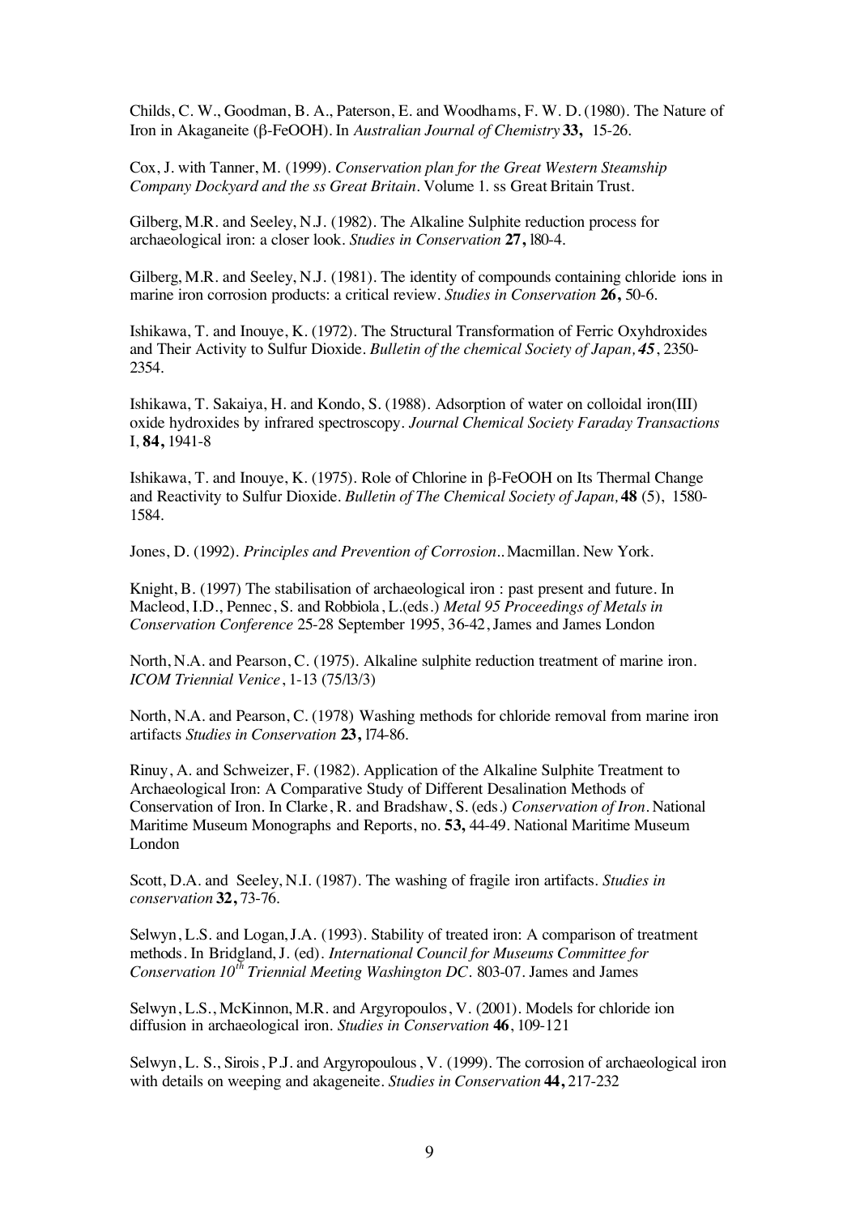Childs, C. W., Goodman, B. A., Paterson, E. and Woodhams, F. W. D. (1980). The Nature of Iron in Akaganeite (β-FeOOH). In *Australian Journal of Chemistry* **33,** 15-26.

Cox, J. with Tanner, M. (1999). *Conservation plan for the Great Western Steamship Company Dockyard and the ss Great Britain*. Volume 1. ss Great Britain Trust.

Gilberg, M.R. and Seeley, N.J. (1982). The Alkaline Sulphite reduction process for archaeological iron: a closer look. *Studies in Conservation* **27,** l80-4.

Gilberg, M.R. and Seeley, N.J. (1981). The identity of compounds containing chloride ions in marine iron corrosion products: a critical review. *Studies in Conservation* **26,** 50-6.

Ishikawa, T. and Inouye, K. (1972). The Structural Transformation of Ferric Oxyhdroxides and Their Activity to Sulfur Dioxide. *Bulletin of the chemical Society of Japan,* ***45***, 2350-2354.

Ishikawa, T. Sakaiya, H. and Kondo, S. (1988). Adsorption of water on colloidal iron(III) oxide hydroxides by infrared spectroscopy. *Journal Chemical Society Faraday Transactions* I, **84,** 1941-8

Ishikawa, T. and Inouye, K. (1975). Role of Chlorine in β-FeOOH on Its Thermal Change and Reactivity to Sulfur Dioxide. *Bulletin of The Chemical Society of Japan,* **48** (5), 1580-1584.

Jones, D. (1992). *Principles and Prevention of Corrosion.*. Macmillan. New York.

Knight, B. (1997) The stabilisation of archaeological iron : past present and future. In Macleod, I.D., Pennec, S. and Robbiola, L.(eds.) *Metal 95 Proceedings of Metals in Conservation Conference* 25-28 September 1995, 36-42, James and James London

North, N.A. and Pearson, C. (1975). Alkaline sulphite reduction treatment of marine iron. *ICOM Triennial Venice*, 1-13 (75/l3/3)

North, N.A. and Pearson, C. (1978) Washing methods for chloride removal from marine iron artifacts *Studies in Conservation* **23,** l74-86.

Rinuy, A. and Schweizer, F. (1982). Application of the Alkaline Sulphite Treatment to Archaeological Iron: A Comparative Study of Different Desalination Methods of Conservation of Iron. In Clarke, R. and Bradshaw, S. (eds.) *Conservation of Iron*. National Maritime Museum Monographs and Reports, no. **53,** 44-49. National Maritime Museum London

Scott, D.A. and Seeley, N.I. (1987). The washing of fragile iron artifacts. *Studies in conservation* **32,** 73-76.

Selwyn, L.S. and Logan, J.A. (1993). Stability of treated iron: A comparison of treatment methods. In Bridgland, J. (ed). *International Council for Museums Committee for Conservation 10th Triennial Meeting Washington DC*. 803-07. James and James

Selwyn, L.S., McKinnon, M.R. and Argyropoulos, V. (2001). Models for chloride ion diffusion in archaeological iron. *Studies in Conservation* **46**, 109-121

Selwyn, L. S., Sirois, P.J. and Argyropoulous, V. (1999). The corrosion of archaeological iron with details on weeping and akageneite. *Studies in Conservation* **44,** 217-232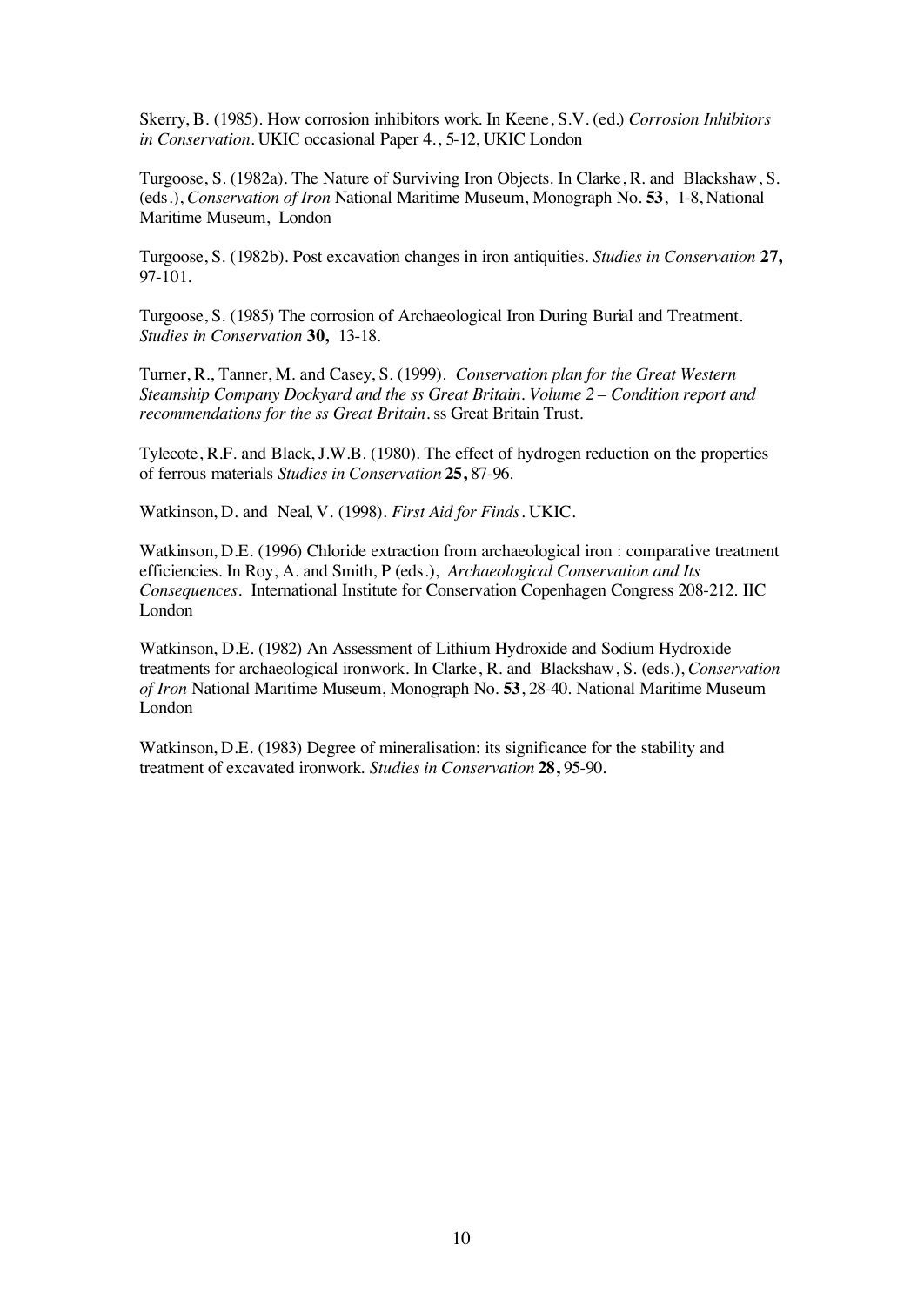Skerry, B. (1985). How corrosion inhibitors work. In Keene, S.V. (ed.) *Corrosion Inhibitors in Conservation*. UKIC occasional Paper 4., 5-12, UKIC London

Turgoose, S. (1982a). The Nature of Surviving Iron Objects. In Clarke, R. and Blackshaw, S. (eds.), *Conservation of Iron* National Maritime Museum, Monograph No. **53**, 1-8, National Maritime Museum, London

Turgoose, S. (1982b). Post excavation changes in iron antiquities. *Studies in Conservation* **27,** 97-101.

Turgoose, S. (1985) The corrosion of Archaeological Iron During Burial and Treatment. *Studies in Conservation* **30,** 13-18.

Turner, R., Tanner, M. and Casey, S. (1999). *Conservation plan for the Great Western Steamship Company Dockyard and the ss Great Britain. Volume 2 – Condition report and recommendations for the ss Great Britain*. ss Great Britain Trust.

Tylecote, R.F. and Black, J.W.B. (1980). The effect of hydrogen reduction on the properties of ferrous materials *Studies in Conservation* **25,** 87-96.

Watkinson, D. and Neal, V. (1998). *First Aid for Finds*. UKIC.

Watkinson, D.E. (1996) Chloride extraction from archaeological iron : comparative treatment efficiencies. In Roy, A. and Smith, P (eds.), *Archaeological Conservation and Its Consequences*. International Institute for Conservation Copenhagen Congress 208-212. IIC London

Watkinson, D.E. (1982) An Assessment of Lithium Hydroxide and Sodium Hydroxide treatments for archaeological ironwork. In Clarke, R. and Blackshaw, S. (eds.), *Conservation of Iron* National Maritime Museum, Monograph No. **53**, 28-40. National Maritime Museum London

Watkinson, D.E. (1983) Degree of mineralisation: its significance for the stability and treatment of excavated ironwork. *Studies in Conservation* **28,** 95-90.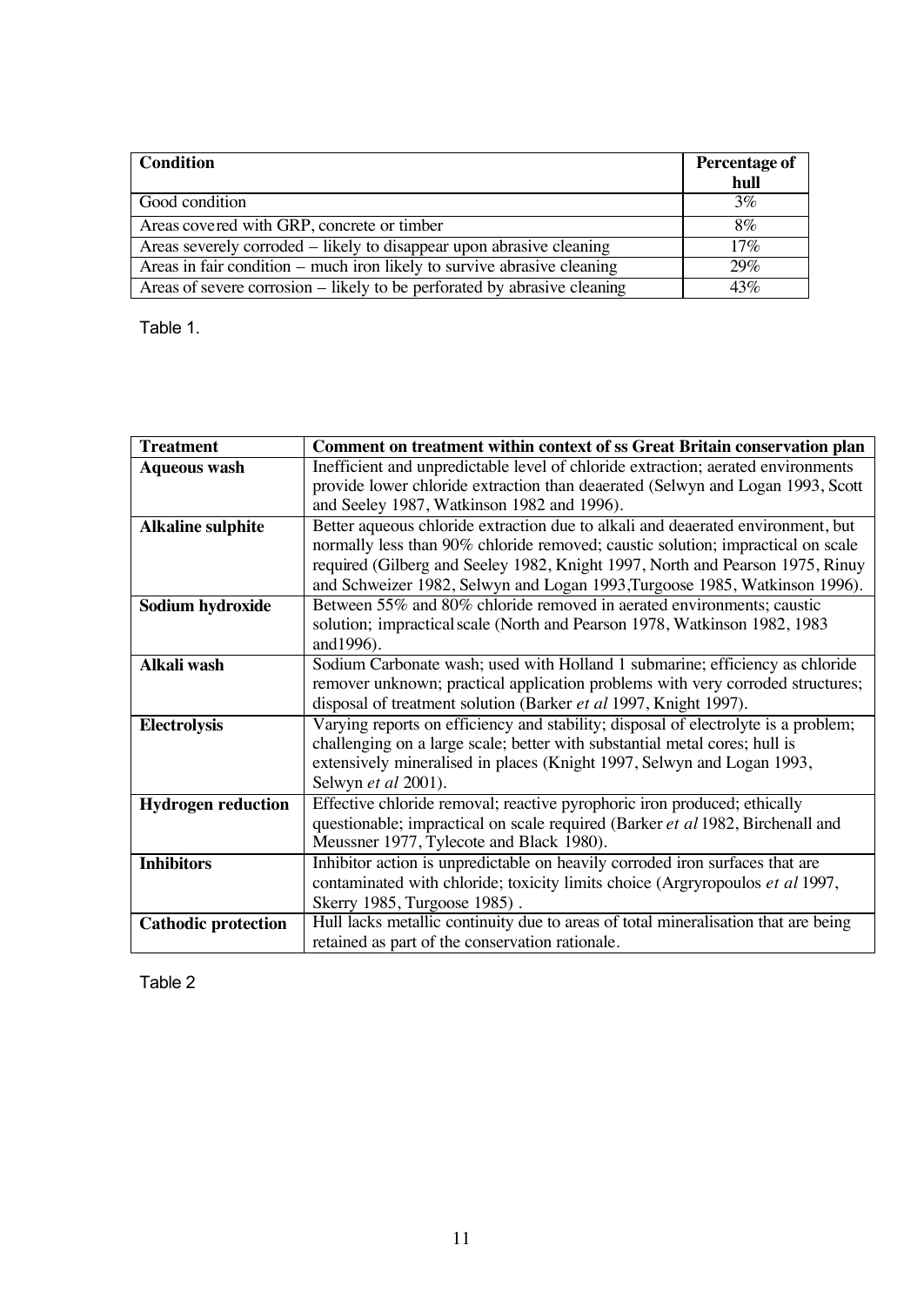| Condition | Percentage of hull |
| --- | --- |
| Good condition | 3% |
| Areas covered with GRP, concrete or timber | 8% |
| Areas severely corroded – likely to disappear upon abrasive cleaning | 17% |
| Areas in fair condition – much iron likely to survive abrasive cleaning | 29% |
| Areas of severe corrosion – likely to be perforated by abrasive cleaning | 43% |

Table 1.

| Treatment | Comment on treatment within context of ss Great Britain conservation plan |
| --- | --- |
| **Aqueous wash** | Inefficient and unpredictable level of chloride extraction; aerated environments provide lower chloride extraction than deaerated (Selwyn and Logan 1993, Scott and Seeley 1987, Watkinson 1982 and 1996). |
| **Alkaline sulphite** | Better aqueous chloride extraction due to alkali and deaerated environment, but normally less than 90% chloride removed; caustic solution; impractical on scale required (Gilberg and Seeley 1982, Knight 1997, North and Pearson 1975, Rinuy and Schweizer 1982, Selwyn and Logan 1993,Turgoose 1985, Watkinson 1996). |
| **Sodium hydroxide** | Between 55% and 80% chloride removed in aerated environments; caustic solution; impractical scale (North and Pearson 1978, Watkinson 1982, 1983 and1996). |
| **Alkali wash** | Sodium Carbonate wash; used with Holland 1 submarine; efficiency as chloride remover unknown; practical application problems with very corroded structures; disposal of treatment solution (Barker *et al* 1997, Knight 1997). |
| **Electrolysis** | Varying reports on efficiency and stability; disposal of electrolyte is a problem; challenging on a large scale; better with substantial metal cores; hull is extensively mineralised in places (Knight 1997, Selwyn and Logan 1993, Selwyn *et al* 2001). |
| **Hydrogen reduction** | Effective chloride removal; reactive pyrophoric iron produced; ethically questionable; impractical on scale required (Barker *et al* 1982, Birchenall and Meussner 1977, Tylecote and Black 1980). |
| **Inhibitors** | Inhibitor action is unpredictable on heavily corroded iron surfaces that are contaminated with chloride; toxicity limits choice (Argryropoulos *et al* 1997, Skerry 1985, Turgoose 1985) . |
| **Cathodic protection** | Hull lacks metallic continuity due to areas of total mineralisation that are being retained as part of the conservation rationale. |

Table 2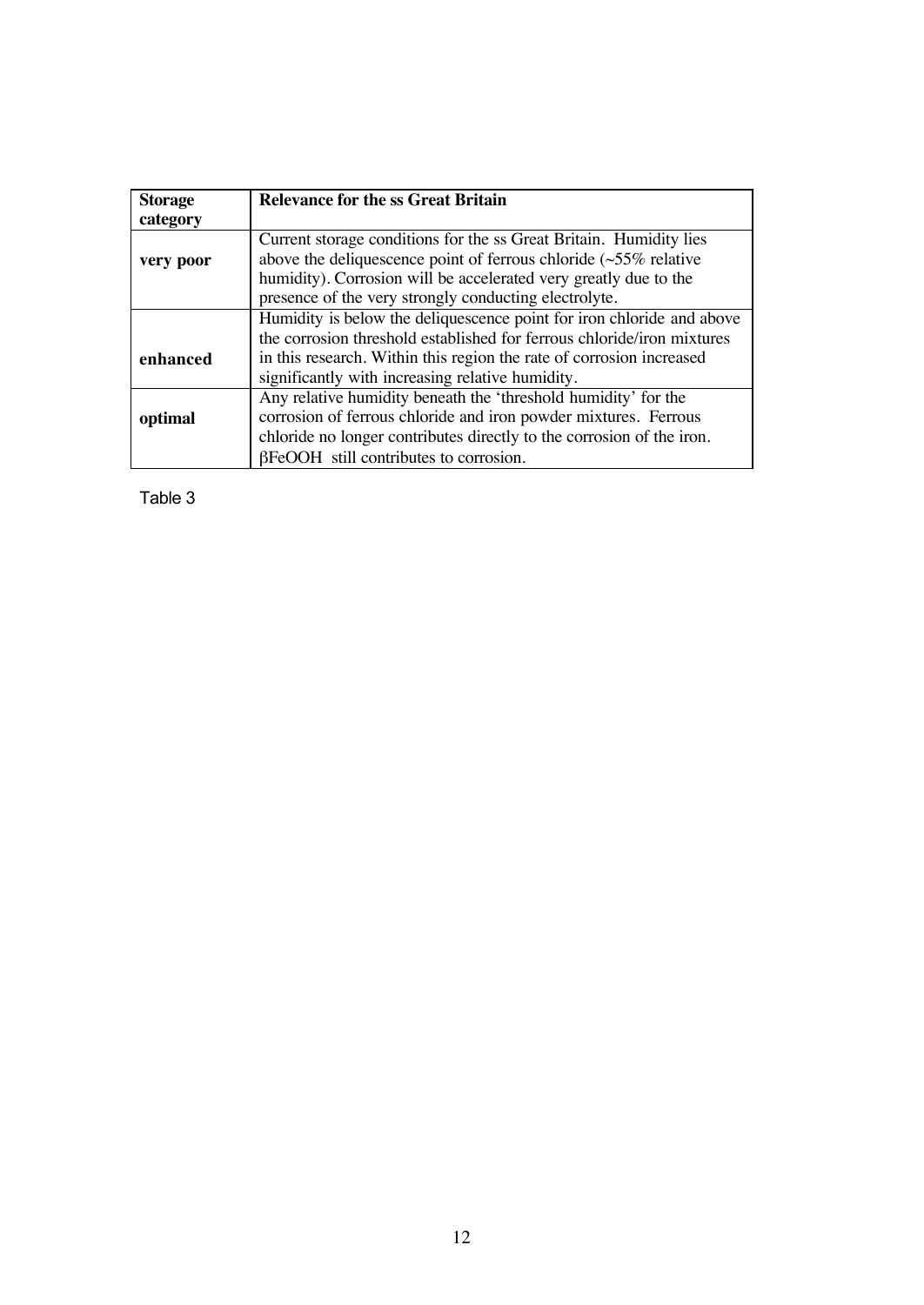| **Storage category** | **Relevance for the ss Great Britain** |
|---|---|
| **very poor** | Current storage conditions for the ss Great Britain. Humidity lies above the deliquescence point of ferrous chloride (~55% relative humidity). Corrosion will be accelerated very greatly due to the presence of the very strongly conducting electrolyte. |
| **enhanced** | Humidity is below the deliquescence point for iron chloride and above the corrosion threshold established for ferrous chloride/iron mixtures in this research. Within this region the rate of corrosion increased significantly with increasing relative humidity. |
| **optimal** | Any relative humidity beneath the 'threshold humidity' for the corrosion of ferrous chloride and iron powder mixtures. Ferrous chloride no longer contributes directly to the corrosion of the iron. βFeOOH still contributes to corrosion. |

Table 3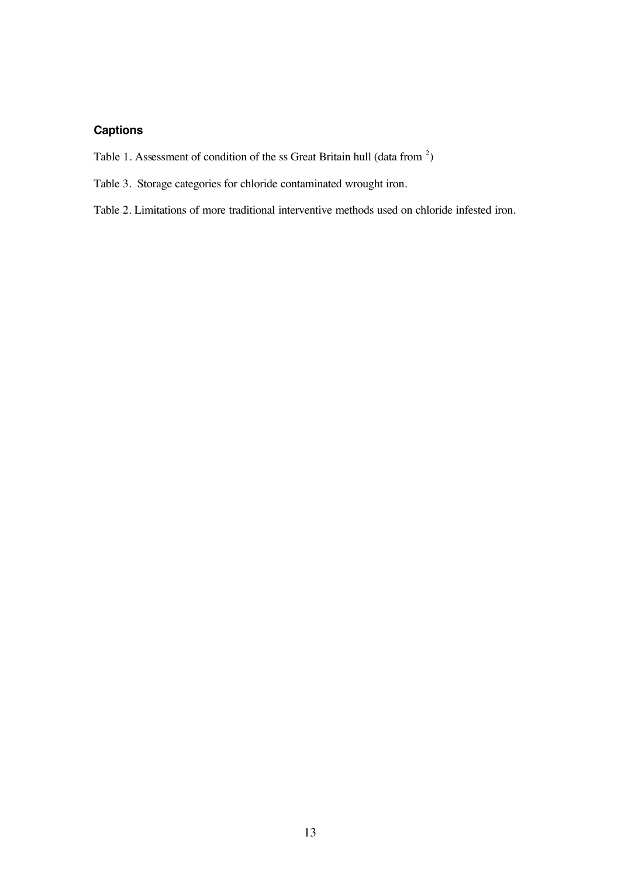## Captions

Table 1. Assessment of condition of the ss Great Britain hull (data from [2])

Table 3. Storage categories for chloride contaminated wrought iron.

Table 2. Limitations of more traditional interventive methods used on chloride infested iron.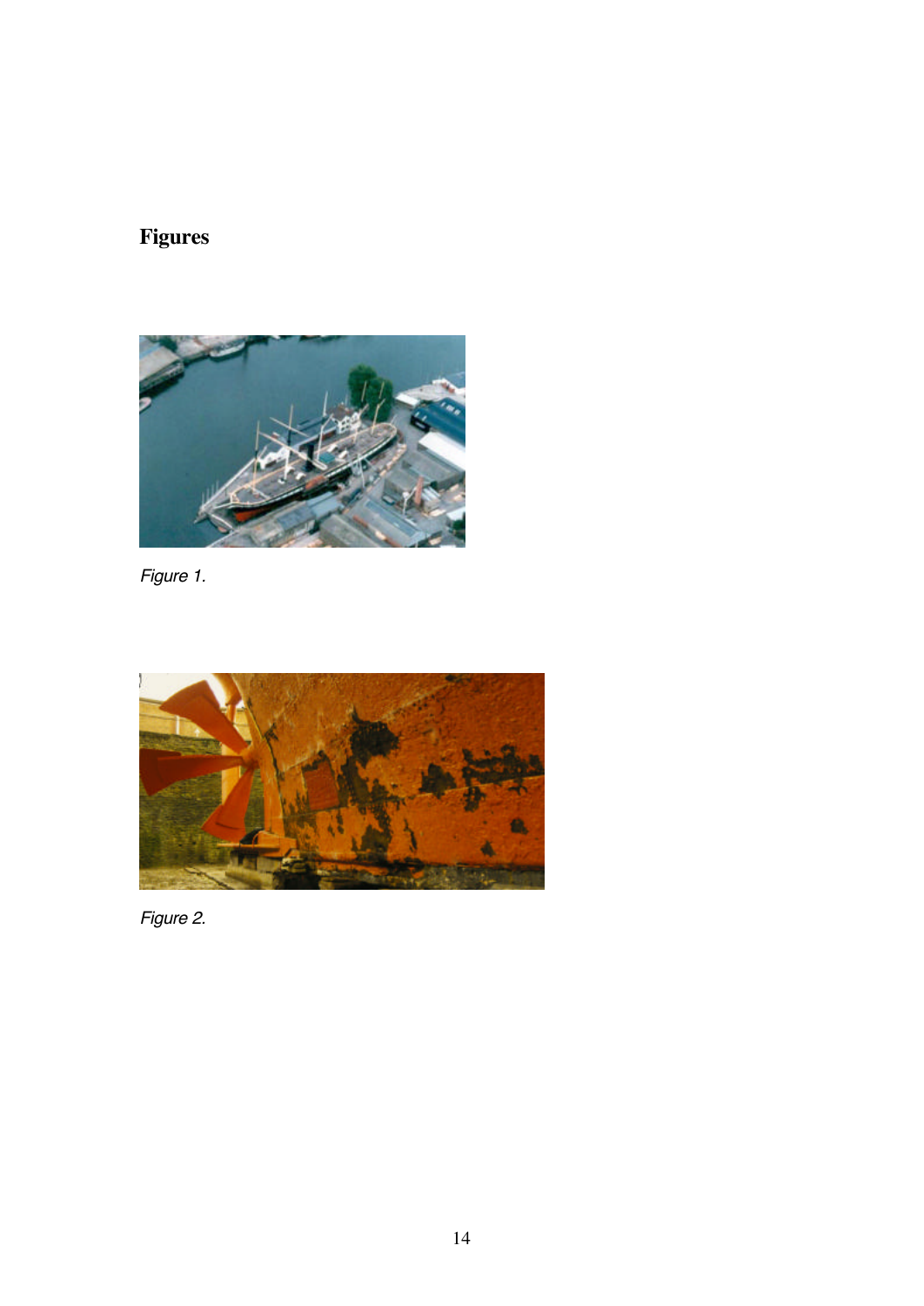## Figures

*Figure 1.*

*Figure 2.*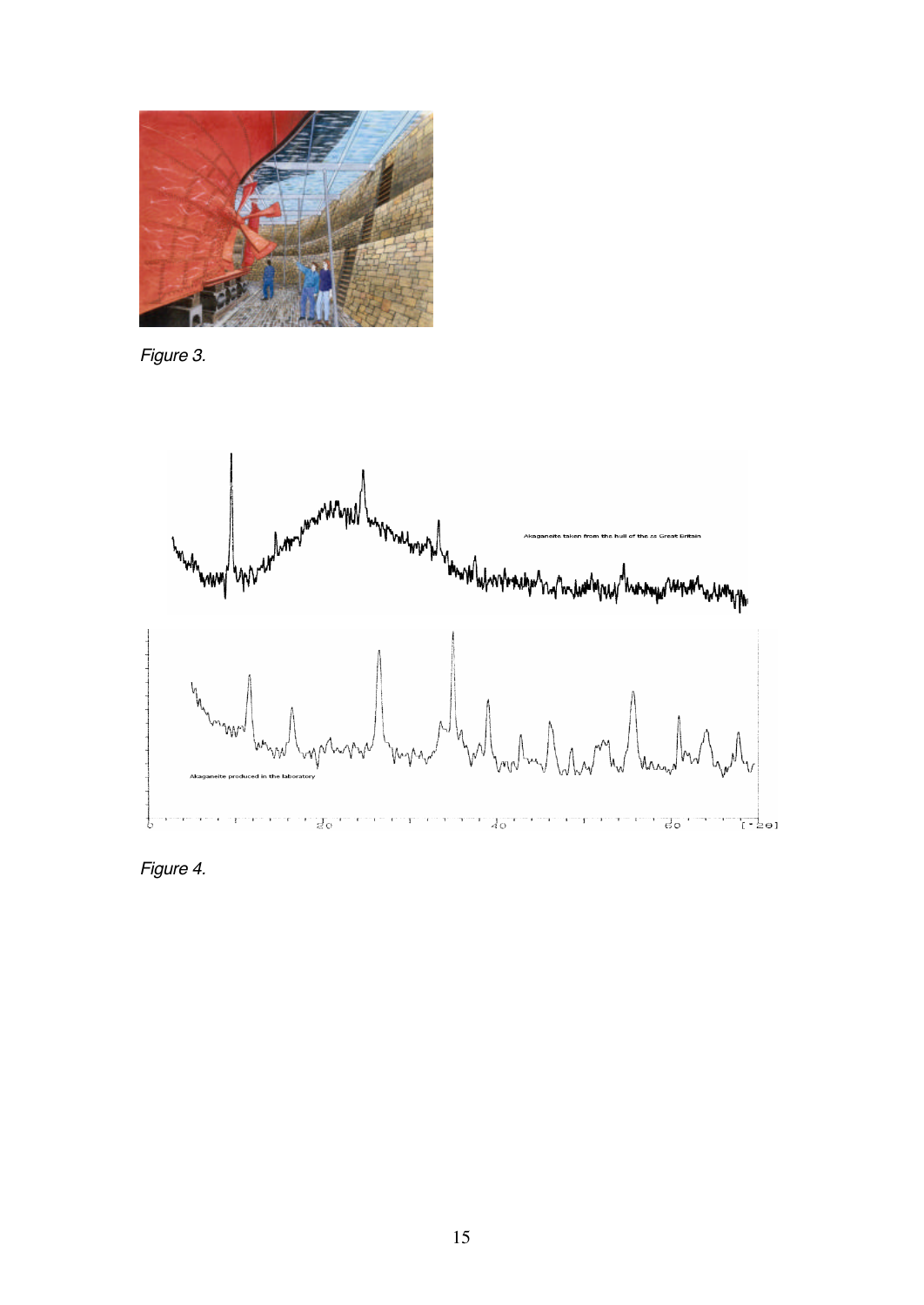*Figure 3.*

*Figure 4.*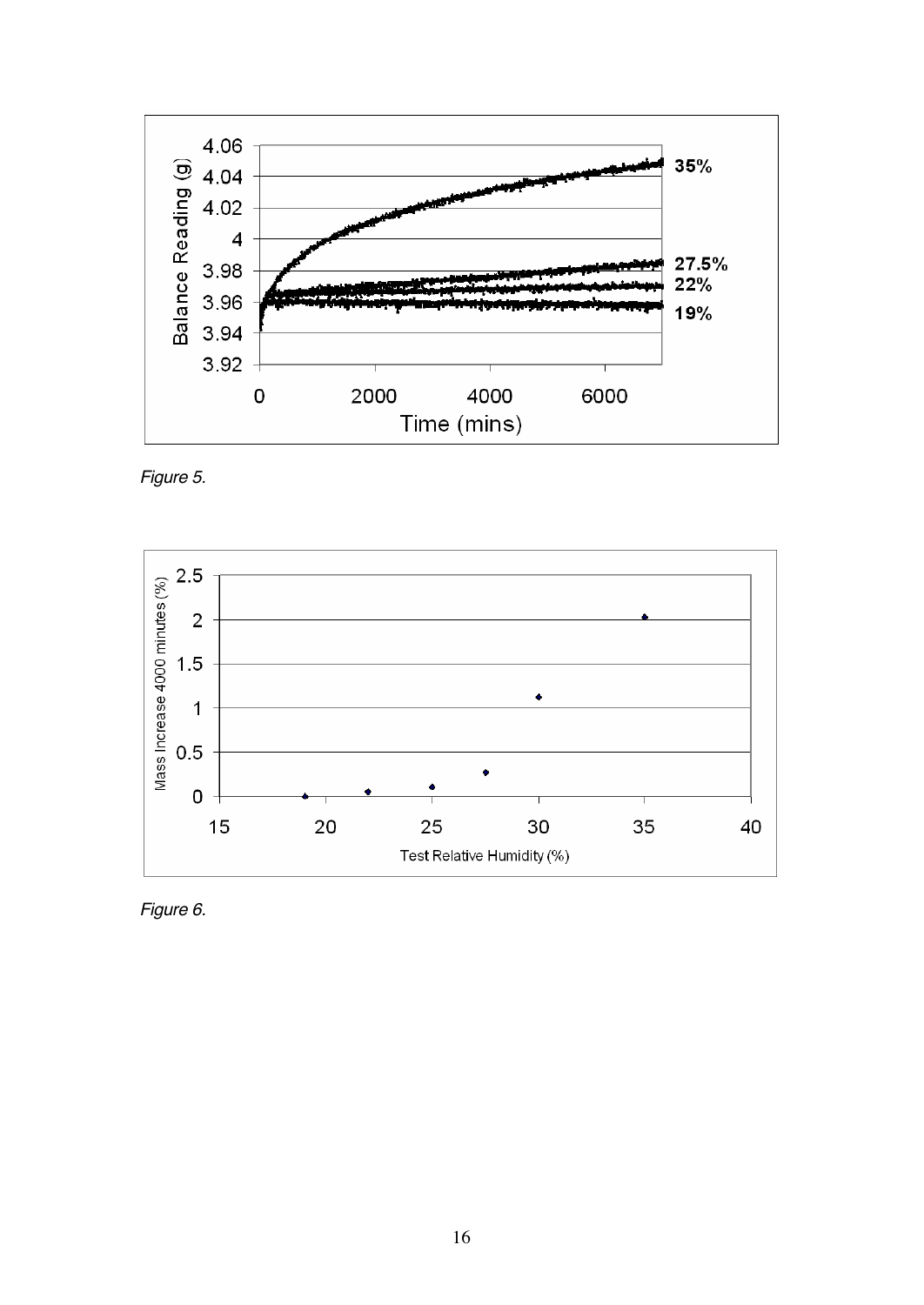*Figure 5.*

*Figure 6.*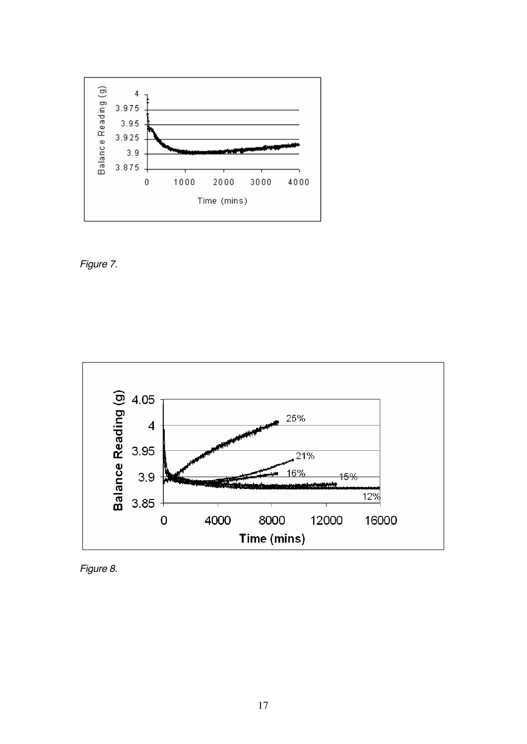*Figure 7.*

*Figure 8.*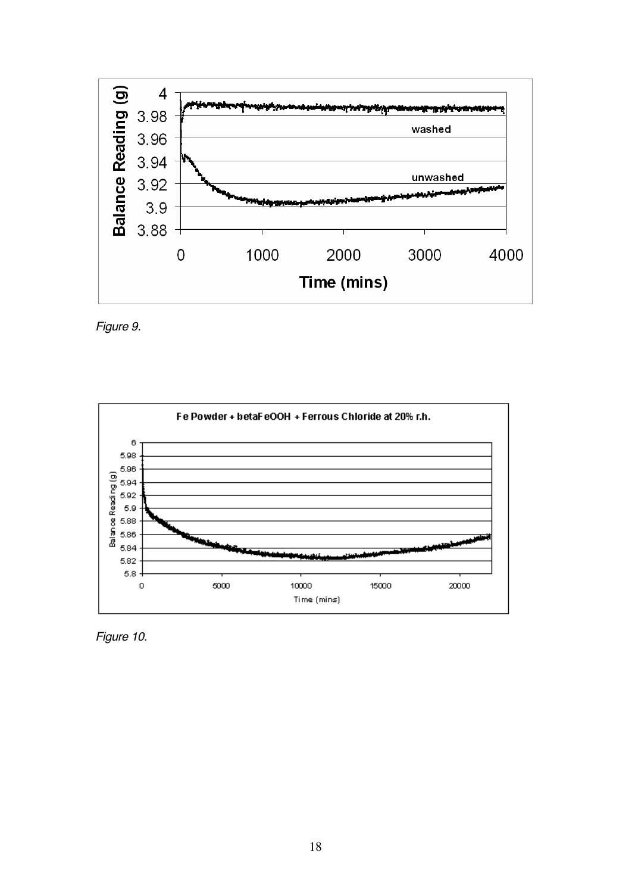*Figure 9.*

*Figure 10.*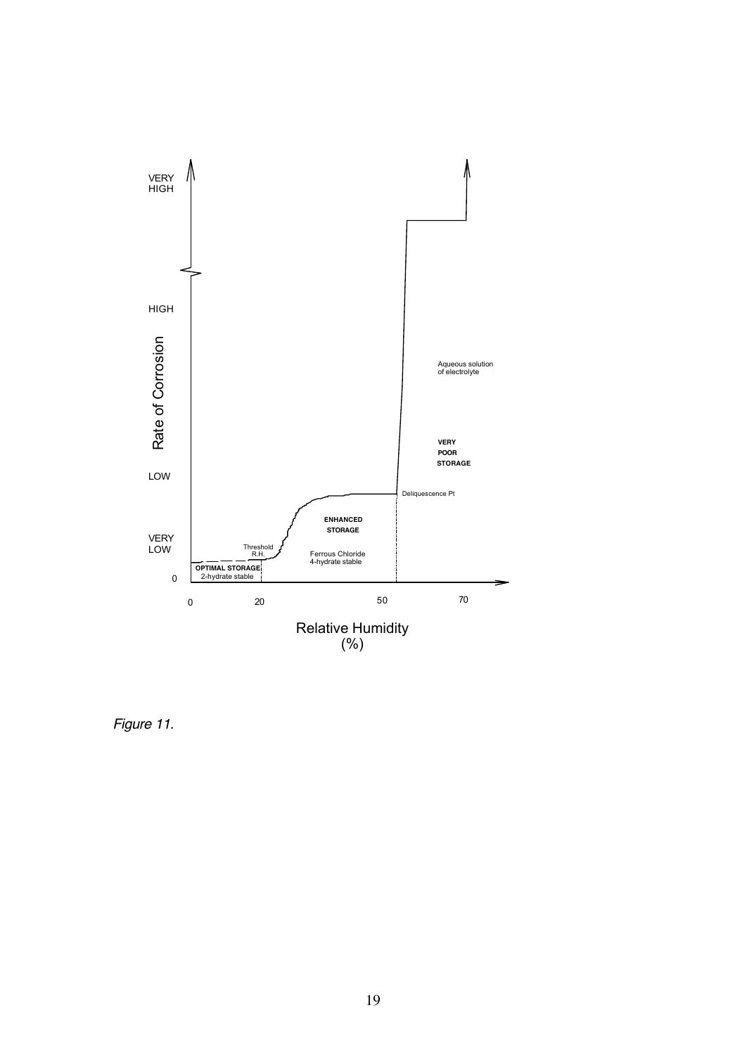*Figure 11.*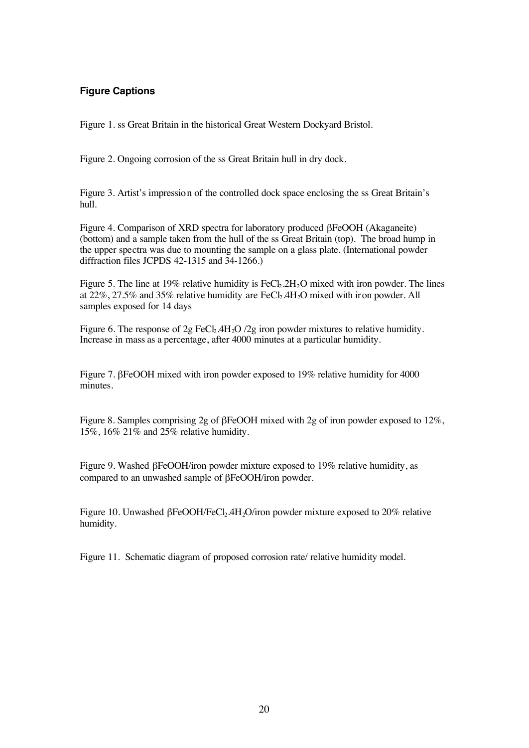### Figure Captions

Figure 1. ss Great Britain in the historical Great Western Dockyard Bristol.

Figure 2. Ongoing corrosion of the ss Great Britain hull in dry dock.

Figure 3. Artist's impression of the controlled dock space enclosing the ss Great Britain's hull.

Figure 4. Comparison of XRD spectra for laboratory produced βFeOOH (Akaganeite) (bottom) and a sample taken from the hull of the ss Great Britain (top). The broad hump in the upper spectra was due to mounting the sample on a glass plate. (International powder diffraction files JCPDS 42-1315 and 34-1266.)

Figure 5. The line at 19% relative humidity is $FeCl_2.2H_2O$ mixed with iron powder. The lines at 22%, 27.5% and 35% relative humidity are $FeCl_2.4H_2O$ mixed with iron powder. All samples exposed for 14 days

Figure 6. The response of 2g $FeCl_2.4H_2O$ /2g iron powder mixtures to relative humidity. Increase in mass as a percentage, after 4000 minutes at a particular humidity.

Figure 7. βFeOOH mixed with iron powder exposed to 19% relative humidity for 4000 minutes.

Figure 8. Samples comprising 2g of βFeOOH mixed with 2g of iron powder exposed to 12%, 15%, 16% 21% and 25% relative humidity.

Figure 9. Washed βFeOOH/iron powder mixture exposed to 19% relative humidity, as compared to an unwashed sample of βFeOOH/iron powder.

Figure 10. Unwashed βFeOOH/$FeCl_2.4H_2O$/iron powder mixture exposed to 20% relative humidity.

Figure 11. Schematic diagram of proposed corrosion rate/ relative humidity model.